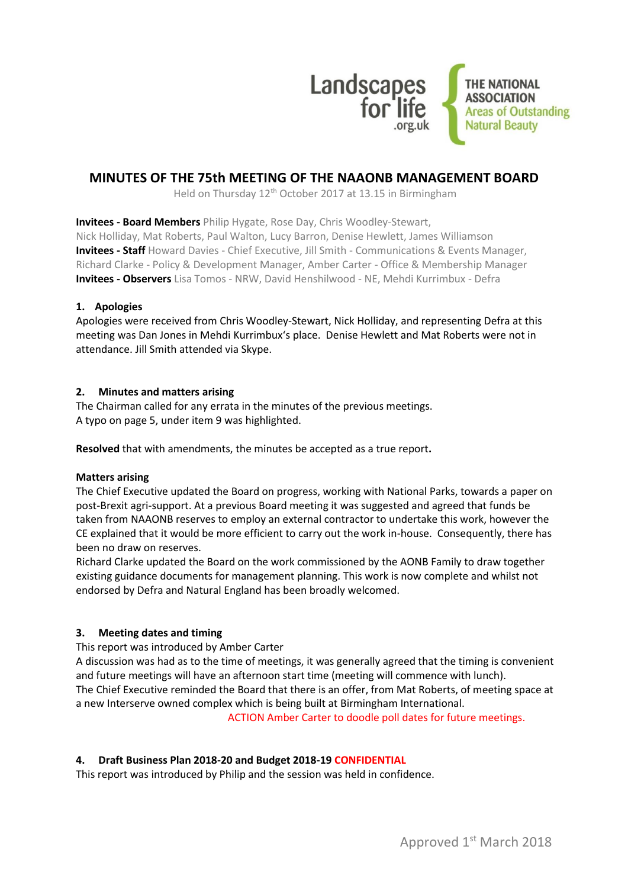Landscapes for life .org.uk — THE NATIONAL ASSOCIATION Areas of Outstanding Natural Beauty

# MINUTES OF THE 75th MEETING OF THE NAAONB MANAGEMENT BOARD

Held on Thursday 12th October 2017 at 13.15 in Birmingham

**Invitees - Board Members** Philip Hygate, Rose Day, Chris Woodley-Stewart, Nick Holliday, Mat Roberts, Paul Walton, Lucy Barron, Denise Hewlett, James Williamson
**Invitees - Staff** Howard Davies - Chief Executive, Jill Smith - Communications & Events Manager, Richard Clarke - Policy & Development Manager, Amber Carter - Office & Membership Manager
**Invitees - Observers** Lisa Tomos - NRW, David Henshilwood - NE, Mehdi Kurrimbux - Defra

## 1. Apologies

Apologies were received from Chris Woodley-Stewart, Nick Holliday, and representing Defra at this meeting was Dan Jones in Mehdi Kurrimbux's place. Denise Hewlett and Mat Roberts were not in attendance. Jill Smith attended via Skype.

## 2. Minutes and matters arising

The Chairman called for any errata in the minutes of the previous meetings.
A typo on page 5, under item 9 was highlighted.

**Resolved** that with amendments, the minutes be accepted as a true report**.**

**Matters arising**

The Chief Executive updated the Board on progress, working with National Parks, towards a paper on post-Brexit agri-support. At a previous Board meeting it was suggested and agreed that funds be taken from NAAONB reserves to employ an external contractor to undertake this work, however the CE explained that it would be more efficient to carry out the work in-house. Consequently, there has been no draw on reserves.
Richard Clarke updated the Board on the work commissioned by the AONB Family to draw together existing guidance documents for management planning. This work is now complete and whilst not endorsed by Defra and Natural England has been broadly welcomed.

## 3. Meeting dates and timing

This report was introduced by Amber Carter
A discussion was had as to the time of meetings, it was generally agreed that the timing is convenient and future meetings will have an afternoon start time (meeting will commence with lunch).
The Chief Executive reminded the Board that there is an offer, from Mat Roberts, of meeting space at a new Interserve owned complex which is being built at Birmingham International.

ACTION Amber Carter to doodle poll dates for future meetings.

## 4. Draft Business Plan 2018-20 and Budget 2018-19 CONFIDENTIAL

This report was introduced by Philip and the session was held in confidence.

Approved 1st March 2018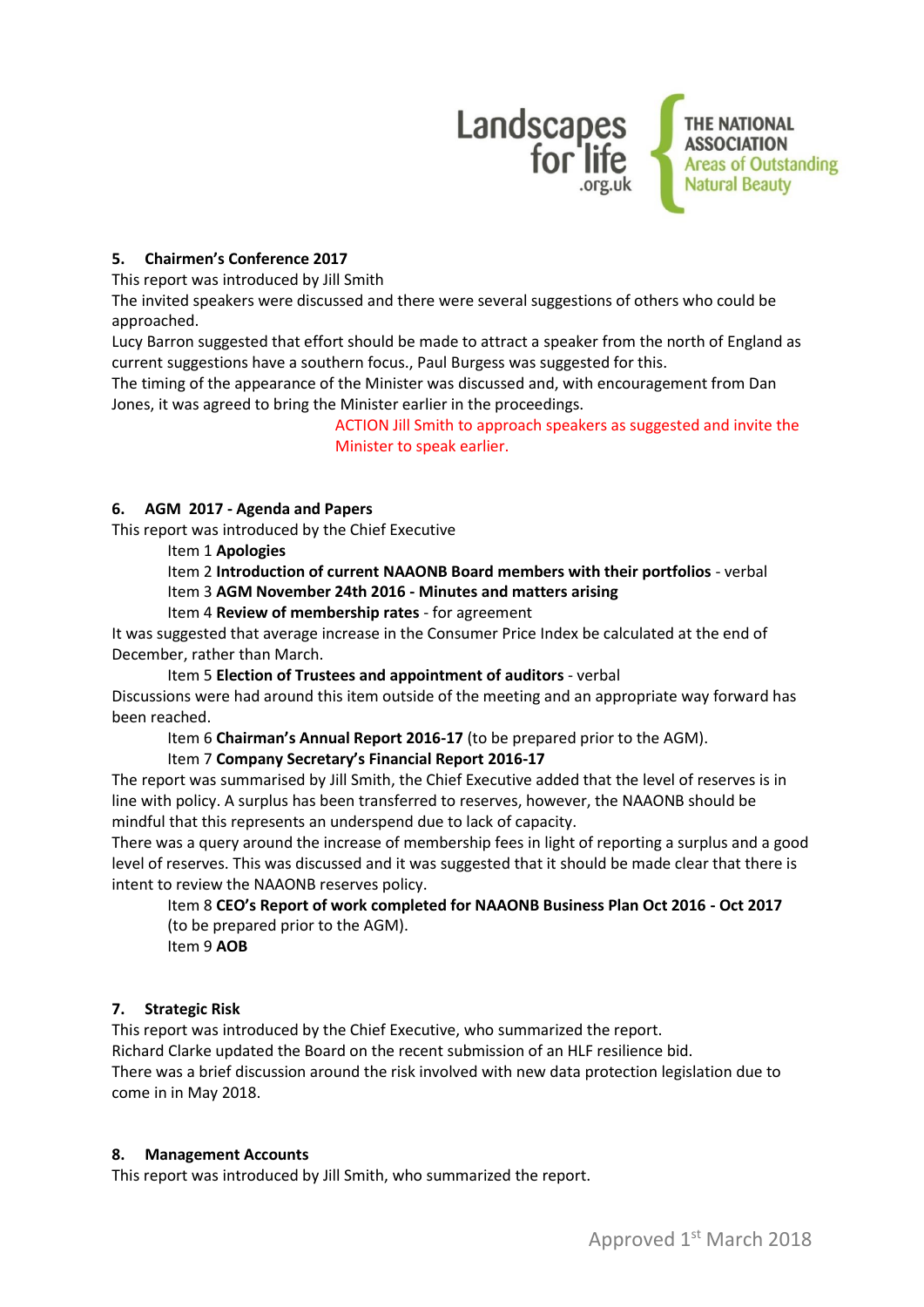## 5. Chairmen's Conference 2017

This report was introduced by Jill Smith

The invited speakers were discussed and there were several suggestions of others who could be approached.

Lucy Barron suggested that effort should be made to attract a speaker from the north of England as current suggestions have a southern focus., Paul Burgess was suggested for this.

The timing of the appearance of the Minister was discussed and, with encouragement from Dan Jones, it was agreed to bring the Minister earlier in the proceedings.

ACTION Jill Smith to approach speakers as suggested and invite the Minister to speak earlier.

## 6. AGM 2017 - Agenda and Papers

This report was introduced by the Chief Executive

Item 1 **Apologies**

Item 2 **Introduction of current NAAONB Board members with their portfolios** - verbal

Item 3 **AGM November 24th 2016 - Minutes and matters arising**

Item 4 **Review of membership rates** - for agreement

It was suggested that average increase in the Consumer Price Index be calculated at the end of December, rather than March.

Item 5 **Election of Trustees and appointment of auditors** - verbal

Discussions were had around this item outside of the meeting and an appropriate way forward has been reached.

Item 6 **Chairman's Annual Report 2016-17** (to be prepared prior to the AGM).

Item 7 **Company Secretary's Financial Report 2016-17**

The report was summarised by Jill Smith, the Chief Executive added that the level of reserves is in line with policy. A surplus has been transferred to reserves, however, the NAAONB should be mindful that this represents an underspend due to lack of capacity.

There was a query around the increase of membership fees in light of reporting a surplus and a good level of reserves. This was discussed and it was suggested that it should be made clear that there is intent to review the NAAONB reserves policy.

Item 8 **CEO's Report of work completed for NAAONB Business Plan Oct 2016 - Oct 2017** (to be prepared prior to the AGM).

Item 9 **AOB**

## 7. Strategic Risk

This report was introduced by the Chief Executive, who summarized the report.

Richard Clarke updated the Board on the recent submission of an HLF resilience bid.

There was a brief discussion around the risk involved with new data protection legislation due to come in in May 2018.

## 8. Management Accounts

This report was introduced by Jill Smith, who summarized the report.

Approved 1st March 2018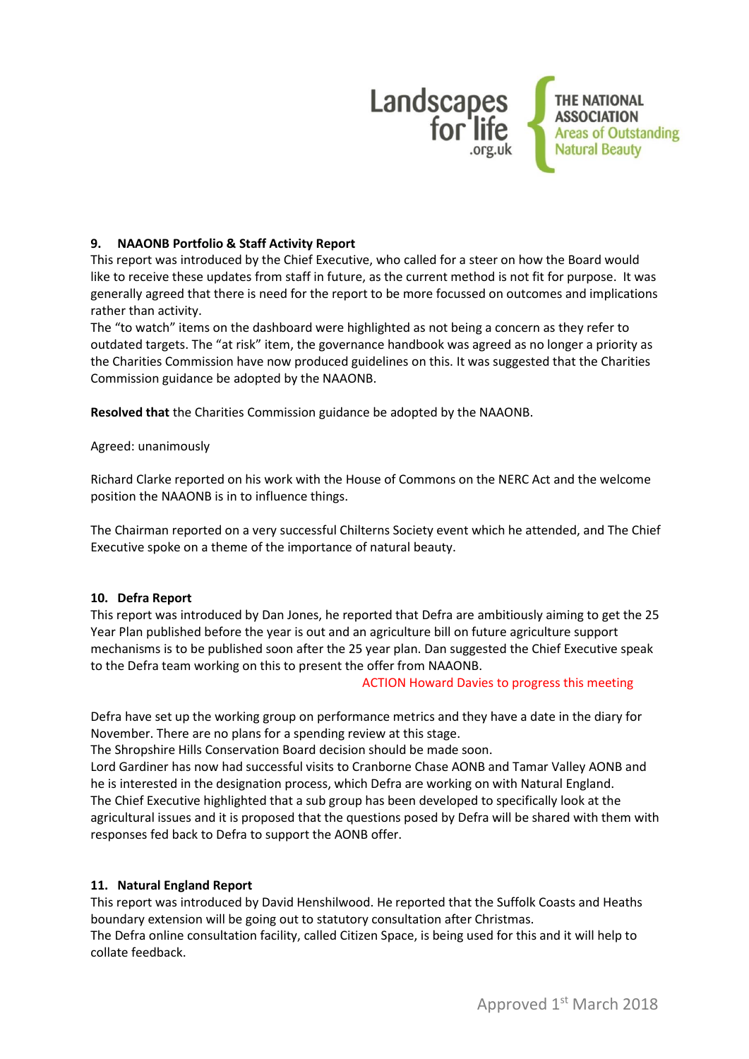## 9. NAAONB Portfolio & Staff Activity Report

This report was introduced by the Chief Executive, who called for a steer on how the Board would like to receive these updates from staff in future, as the current method is not fit for purpose. It was generally agreed that there is need for the report to be more focussed on outcomes and implications rather than activity.

The "to watch" items on the dashboard were highlighted as not being a concern as they refer to outdated targets. The "at risk" item, the governance handbook was agreed as no longer a priority as the Charities Commission have now produced guidelines on this. It was suggested that the Charities Commission guidance be adopted by the NAAONB.

**Resolved that** the Charities Commission guidance be adopted by the NAAONB.

Agreed: unanimously

Richard Clarke reported on his work with the House of Commons on the NERC Act and the welcome position the NAAONB is in to influence things.

The Chairman reported on a very successful Chilterns Society event which he attended, and The Chief Executive spoke on a theme of the importance of natural beauty.

## 10. Defra Report

This report was introduced by Dan Jones, he reported that Defra are ambitiously aiming to get the 25 Year Plan published before the year is out and an agriculture bill on future agriculture support mechanisms is to be published soon after the 25 year plan. Dan suggested the Chief Executive speak to the Defra team working on this to present the offer from NAAONB.

ACTION Howard Davies to progress this meeting

Defra have set up the working group on performance metrics and they have a date in the diary for November. There are no plans for a spending review at this stage.
The Shropshire Hills Conservation Board decision should be made soon.
Lord Gardiner has now had successful visits to Cranborne Chase AONB and Tamar Valley AONB and he is interested in the designation process, which Defra are working on with Natural England.
The Chief Executive highlighted that a sub group has been developed to specifically look at the agricultural issues and it is proposed that the questions posed by Defra will be shared with them with responses fed back to Defra to support the AONB offer.

## 11. Natural England Report

This report was introduced by David Henshilwood. He reported that the Suffolk Coasts and Heaths boundary extension will be going out to statutory consultation after Christmas.
The Defra online consultation facility, called Citizen Space, is being used for this and it will help to collate feedback.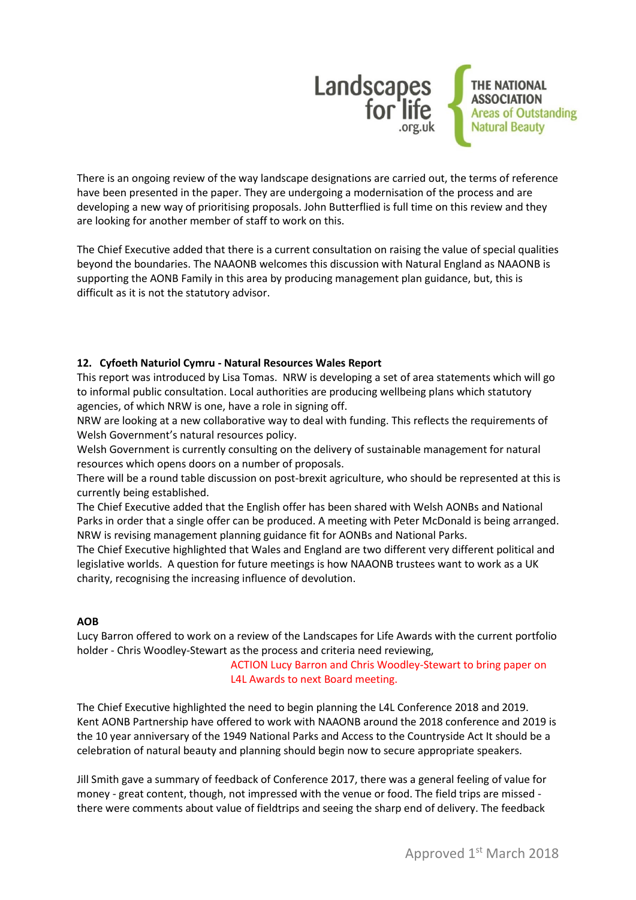There is an ongoing review of the way landscape designations are carried out, the terms of reference have been presented in the paper. They are undergoing a modernisation of the process and are developing a new way of prioritising proposals. John Butterflied is full time on this review and they are looking for another member of staff to work on this.

The Chief Executive added that there is a current consultation on raising the value of special qualities beyond the boundaries. The NAAONB welcomes this discussion with Natural England as NAAONB is supporting the AONB Family in this area by producing management plan guidance, but, this is difficult as it is not the statutory advisor.

**12. Cyfoeth Naturiol Cymru - Natural Resources Wales Report**

This report was introduced by Lisa Tomas. NRW is developing a set of area statements which will go to informal public consultation. Local authorities are producing wellbeing plans which statutory agencies, of which NRW is one, have a role in signing off.

NRW are looking at a new collaborative way to deal with funding. This reflects the requirements of Welsh Government's natural resources policy.

Welsh Government is currently consulting on the delivery of sustainable management for natural resources which opens doors on a number of proposals.

There will be a round table discussion on post-brexit agriculture, who should be represented at this is currently being established.

The Chief Executive added that the English offer has been shared with Welsh AONBs and National Parks in order that a single offer can be produced. A meeting with Peter McDonald is being arranged. NRW is revising management planning guidance fit for AONBs and National Parks.

The Chief Executive highlighted that Wales and England are two different very different political and legislative worlds. A question for future meetings is how NAAONB trustees want to work as a UK charity, recognising the increasing influence of devolution.

**AOB**

Lucy Barron offered to work on a review of the Landscapes for Life Awards with the current portfolio holder - Chris Woodley-Stewart as the process and criteria need reviewing,

ACTION Lucy Barron and Chris Woodley-Stewart to bring paper on L4L Awards to next Board meeting.

The Chief Executive highlighted the need to begin planning the L4L Conference 2018 and 2019. Kent AONB Partnership have offered to work with NAAONB around the 2018 conference and 2019 is the 10 year anniversary of the 1949 National Parks and Access to the Countryside Act It should be a celebration of natural beauty and planning should begin now to secure appropriate speakers.

Jill Smith gave a summary of feedback of Conference 2017, there was a general feeling of value for money - great content, though, not impressed with the venue or food. The field trips are missed - there were comments about value of fieldtrips and seeing the sharp end of delivery. The feedback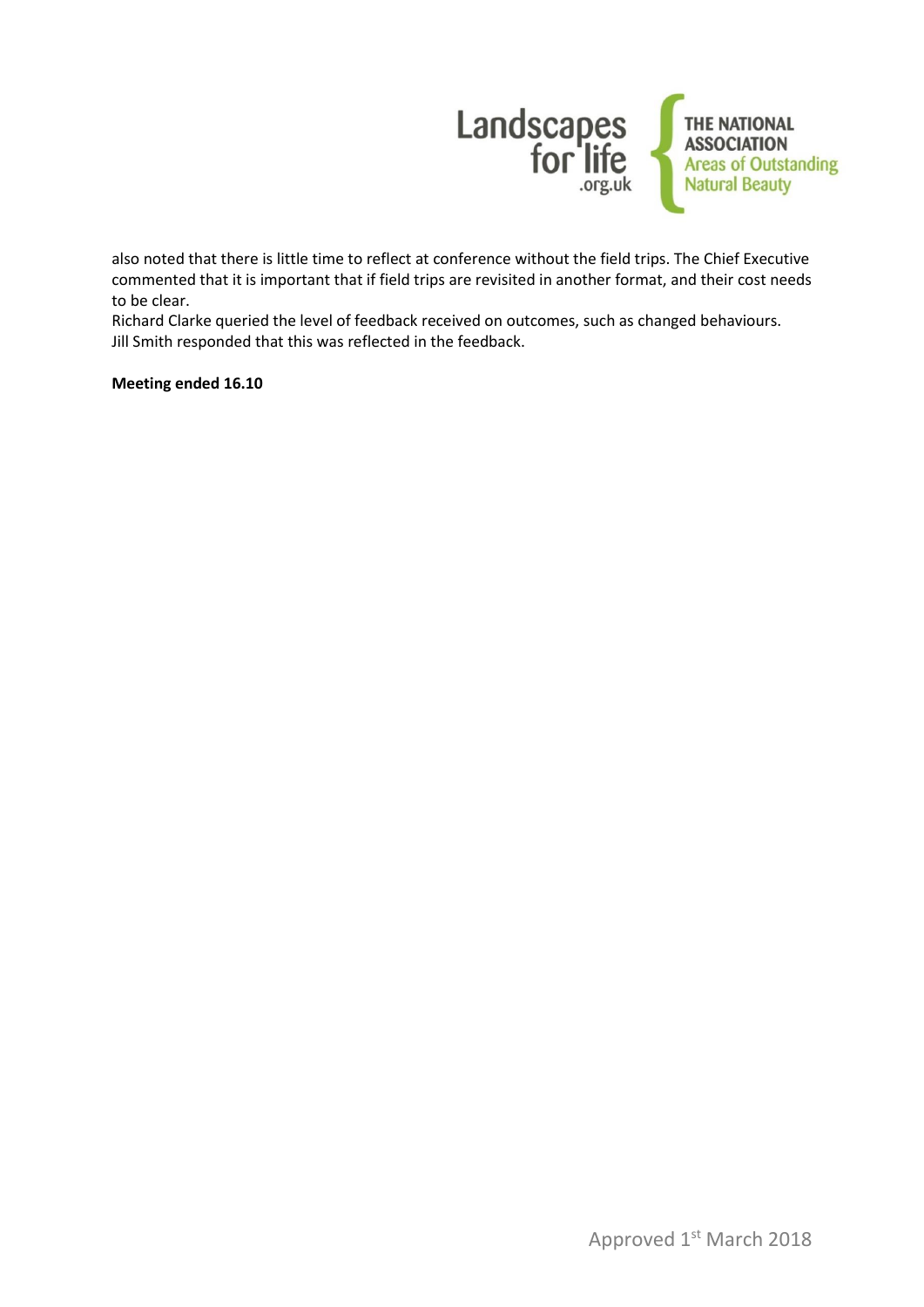also noted that there is little time to reflect at conference without the field trips. The Chief Executive commented that it is important that if field trips are revisited in another format, and their cost needs to be clear.
Richard Clarke queried the level of feedback received on outcomes, such as changed behaviours.
Jill Smith responded that this was reflected in the feedback.

**Meeting ended 16.10**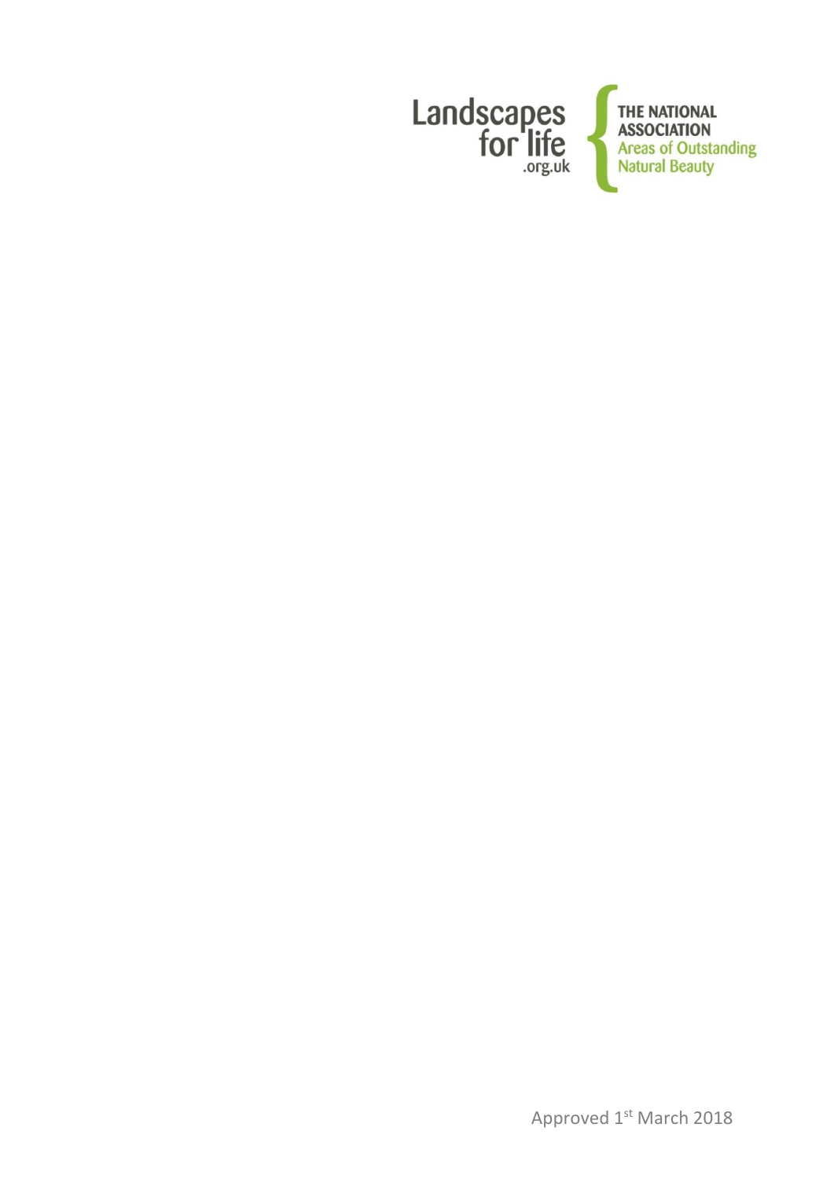Landscapes for life .org.uk

THE NATIONAL ASSOCIATION Areas of Outstanding Natural Beauty

Approved 1st March 2018